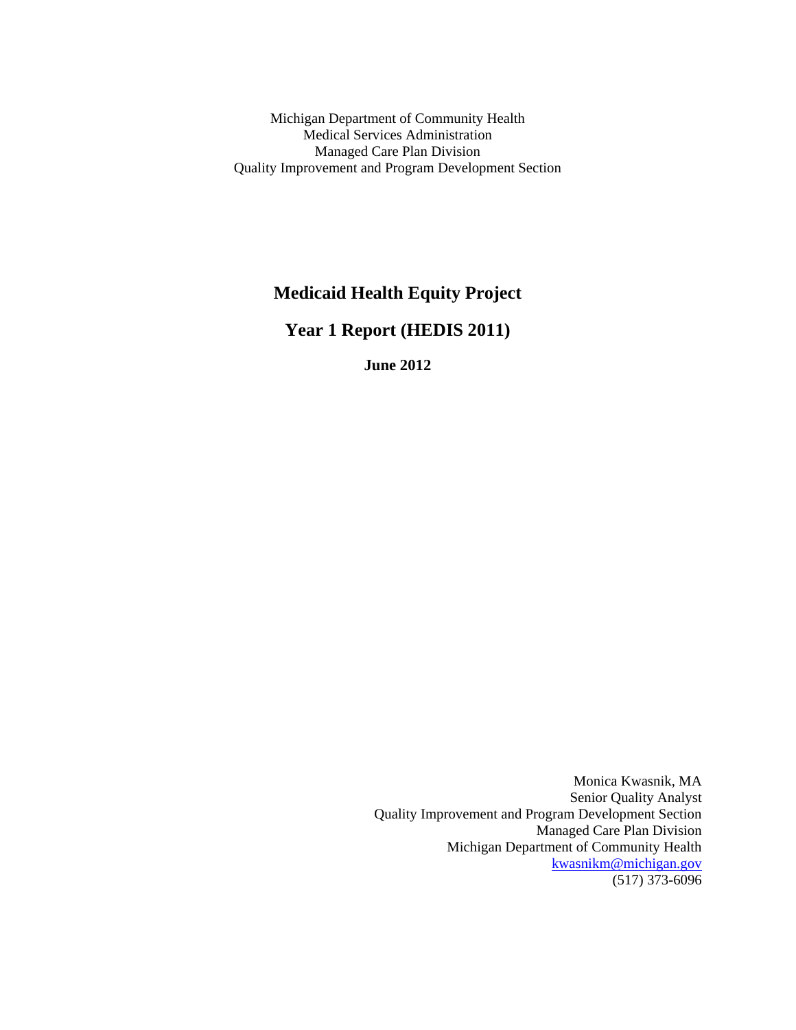Michigan Department of Community Health
Medical Services Administration
Managed Care Plan Division
Quality Improvement and Program Development Section

# Medicaid Health Equity Project

## Year 1 Report (HEDIS 2011)

**June 2012**

Monica Kwasnik, MA
Senior Quality Analyst
Quality Improvement and Program Development Section
Managed Care Plan Division
Michigan Department of Community Health
kwasnikm@michigan.gov
(517) 373-6096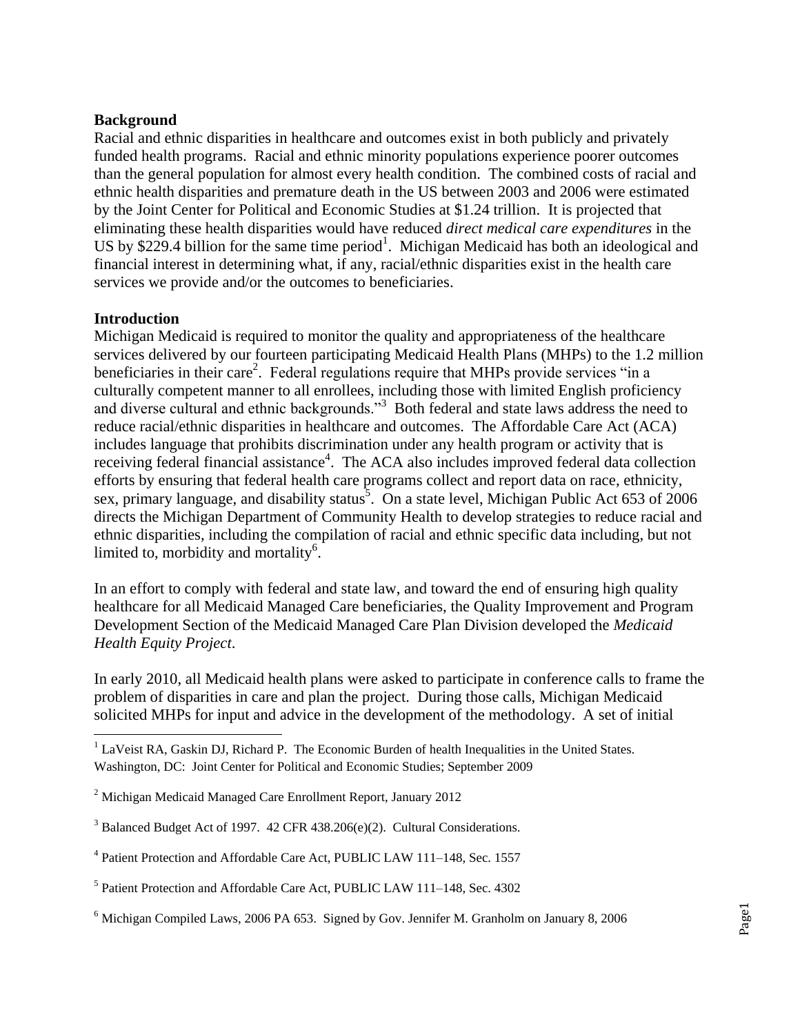**Background**

Racial and ethnic disparities in healthcare and outcomes exist in both publicly and privately funded health programs. Racial and ethnic minority populations experience poorer outcomes than the general population for almost every health condition. The combined costs of racial and ethnic health disparities and premature death in the US between 2003 and 2006 were estimated by the Joint Center for Political and Economic Studies at $1.24 trillion. It is projected that eliminating these health disparities would have reduced *direct medical care expenditures* in the US by $229.4 billion for the same time period[1]. Michigan Medicaid has both an ideological and financial interest in determining what, if any, racial/ethnic disparities exist in the health care services we provide and/or the outcomes to beneficiaries.

**Introduction**

Michigan Medicaid is required to monitor the quality and appropriateness of the healthcare services delivered by our fourteen participating Medicaid Health Plans (MHPs) to the 1.2 million beneficiaries in their care[2]. Federal regulations require that MHPs provide services "in a culturally competent manner to all enrollees, including those with limited English proficiency and diverse cultural and ethnic backgrounds."[3] Both federal and state laws address the need to reduce racial/ethnic disparities in healthcare and outcomes. The Affordable Care Act (ACA) includes language that prohibits discrimination under any health program or activity that is receiving federal financial assistance[4]. The ACA also includes improved federal data collection efforts by ensuring that federal health care programs collect and report data on race, ethnicity, sex, primary language, and disability status[5]. On a state level, Michigan Public Act 653 of 2006 directs the Michigan Department of Community Health to develop strategies to reduce racial and ethnic disparities, including the compilation of racial and ethnic specific data including, but not limited to, morbidity and mortality[6].

In an effort to comply with federal and state law, and toward the end of ensuring high quality healthcare for all Medicaid Managed Care beneficiaries, the Quality Improvement and Program Development Section of the Medicaid Managed Care Plan Division developed the *Medicaid Health Equity Project*.

In early 2010, all Medicaid health plans were asked to participate in conference calls to frame the problem of disparities in care and plan the project. During those calls, Michigan Medicaid solicited MHPs for input and advice in the development of the methodology. A set of initial

---

[1] LaVeist RA, Gaskin DJ, Richard P. The Economic Burden of health Inequalities in the United States. Washington, DC: Joint Center for Political and Economic Studies; September 2009

[2] Michigan Medicaid Managed Care Enrollment Report, January 2012

[3] Balanced Budget Act of 1997. 42 CFR 438.206(e)(2). Cultural Considerations.

[4] Patient Protection and Affordable Care Act, PUBLIC LAW 111–148, Sec. 1557

[5] Patient Protection and Affordable Care Act, PUBLIC LAW 111–148, Sec. 4302

[6] Michigan Compiled Laws, 2006 PA 653. Signed by Gov. Jennifer M. Granholm on January 8, 2006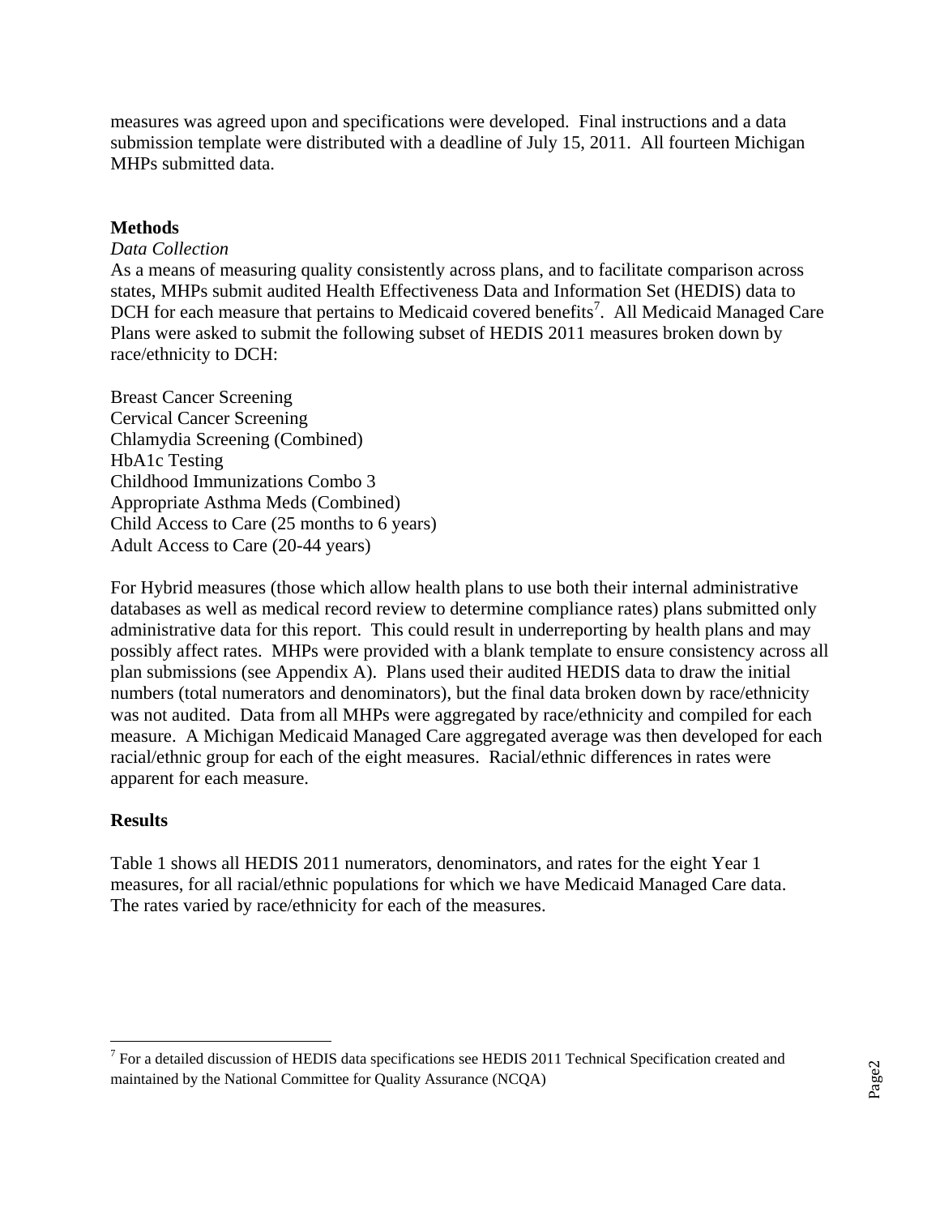measures was agreed upon and specifications were developed. Final instructions and a data submission template were distributed with a deadline of July 15, 2011. All fourteen Michigan MHPs submitted data.

## Methods

*Data Collection*

As a means of measuring quality consistently across plans, and to facilitate comparison across states, MHPs submit audited Health Effectiveness Data and Information Set (HEDIS) data to DCH for each measure that pertains to Medicaid covered benefits[7]. All Medicaid Managed Care Plans were asked to submit the following subset of HEDIS 2011 measures broken down by race/ethnicity to DCH:

Breast Cancer Screening
Cervical Cancer Screening
Chlamydia Screening (Combined)
HbA1c Testing
Childhood Immunizations Combo 3
Appropriate Asthma Meds (Combined)
Child Access to Care (25 months to 6 years)
Adult Access to Care (20-44 years)

For Hybrid measures (those which allow health plans to use both their internal administrative databases as well as medical record review to determine compliance rates) plans submitted only administrative data for this report. This could result in underreporting by health plans and may possibly affect rates. MHPs were provided with a blank template to ensure consistency across all plan submissions (see Appendix A). Plans used their audited HEDIS data to draw the initial numbers (total numerators and denominators), but the final data broken down by race/ethnicity was not audited. Data from all MHPs were aggregated by race/ethnicity and compiled for each measure. A Michigan Medicaid Managed Care aggregated average was then developed for each racial/ethnic group for each of the eight measures. Racial/ethnic differences in rates were apparent for each measure.

## Results

Table 1 shows all HEDIS 2011 numerators, denominators, and rates for the eight Year 1 measures, for all racial/ethnic populations for which we have Medicaid Managed Care data. The rates varied by race/ethnicity for each of the measures.

[7] For a detailed discussion of HEDIS data specifications see HEDIS 2011 Technical Specification created and maintained by the National Committee for Quality Assurance (NCQA)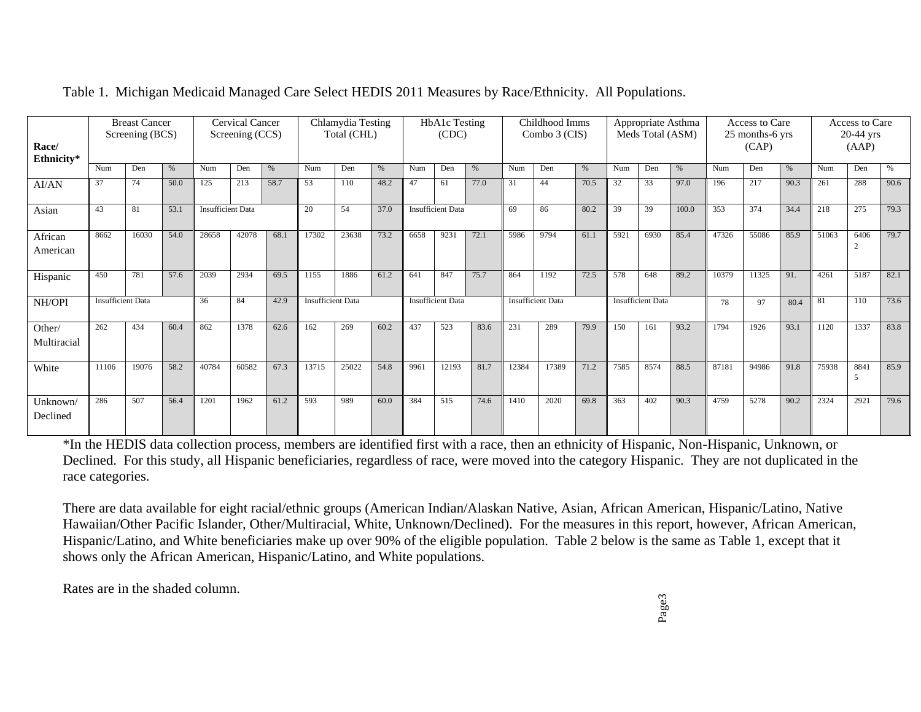Table 1. Michigan Medicaid Managed Care Select HEDIS 2011 Measures by Race/Ethnicity. All Populations.

| Race/ Ethnicity* | Breast Cancer Screening (BCS) | | | Cervical Cancer Screening (CCS) | | | Chlamydia Testing Total (CHL) | | | HbA1c Testing (CDC) | | | Childhood Imms Combo 3 (CIS) | | | Appropriate Asthma Meds Total (ASM) | | | Access to Care 25 months-6 yrs (CAP) | | | Access to Care 20-44 yrs (AAP) | | |
|---|---|---|---|---|---|---|---|---|---|---|---|---|---|---|---|---|---|---|---|---|---|---|---|---|
| | Num | Den | % | Num | Den | % | Num | Den | % | Num | Den | % | Num | Den | % | Num | Den | % | Num | Den | % | Num | Den | % |
| AI/AN | 37 | 74 | 50.0 | 125 | 213 | 58.7 | 53 | 110 | 48.2 | 47 | 61 | 77.0 | 31 | 44 | 70.5 | 32 | 33 | 97.0 | 196 | 217 | 90.3 | 261 | 288 | 90.6 |
| Asian | 43 | 81 | 53.1 | Insufficient Data | | | 20 | 54 | 37.0 | Insufficient Data | | | 69 | 86 | 80.2 | 39 | 39 | 100.0 | 353 | 374 | 34.4 | 218 | 275 | 79.3 |
| African American | 8662 | 16030 | 54.0 | 28658 | 42078 | 68.1 | 17302 | 23638 | 73.2 | 6658 | 9231 | 72.1 | 5986 | 9794 | 61.1 | 5921 | 6930 | 85.4 | 47326 | 55086 | 85.9 | 51063 | 64062 | 79.7 |
| Hispanic | 450 | 781 | 57.6 | 2039 | 2934 | 69.5 | 1155 | 1886 | 61.2 | 641 | 847 | 75.7 | 864 | 1192 | 72.5 | 578 | 648 | 89.2 | 10379 | 11325 | 91. | 4261 | 5187 | 82.1 |
| NH/OPI | Insufficient Data | | | 36 | 84 | 42.9 | Insufficient Data | | | Insufficient Data | | | Insufficient Data | | | Insufficient Data | | | 78 | 97 | 80.4 | 81 | 110 | 73.6 |
| Other/ Multiracial | 262 | 434 | 60.4 | 862 | 1378 | 62.6 | 162 | 269 | 60.2 | 437 | 523 | 83.6 | 231 | 289 | 79.9 | 150 | 161 | 93.2 | 1794 | 1926 | 93.1 | 1120 | 1337 | 83.8 |
| White | 11106 | 19076 | 58.2 | 40784 | 60582 | 67.3 | 13715 | 25022 | 54.8 | 9961 | 12193 | 81.7 | 12384 | 17389 | 71.2 | 7585 | 8574 | 88.5 | 87181 | 94986 | 91.8 | 75938 | 88415 | 85.9 |
| Unknown/ Declined | 286 | 507 | 56.4 | 1201 | 1962 | 61.2 | 593 | 989 | 60.0 | 384 | 515 | 74.6 | 1410 | 2020 | 69.8 | 363 | 402 | 90.3 | 4759 | 5278 | 90.2 | 2324 | 2921 | 79.6 |

*In the HEDIS data collection process, members are identified first with a race, then an ethnicity of Hispanic, Non-Hispanic, Unknown, or Declined. For this study, all Hispanic beneficiaries, regardless of race, were moved into the category Hispanic. They are not duplicated in the race categories.

There are data available for eight racial/ethnic groups (American Indian/Alaskan Native, Asian, African American, Hispanic/Latino, Native Hawaiian/Other Pacific Islander, Other/Multiracial, White, Unknown/Declined). For the measures in this report, however, African American, Hispanic/Latino, and White beneficiaries make up over 90% of the eligible population. Table 2 below is the same as Table 1, except that it shows only the African American, Hispanic/Latino, and White populations.

Rates are in the shaded column.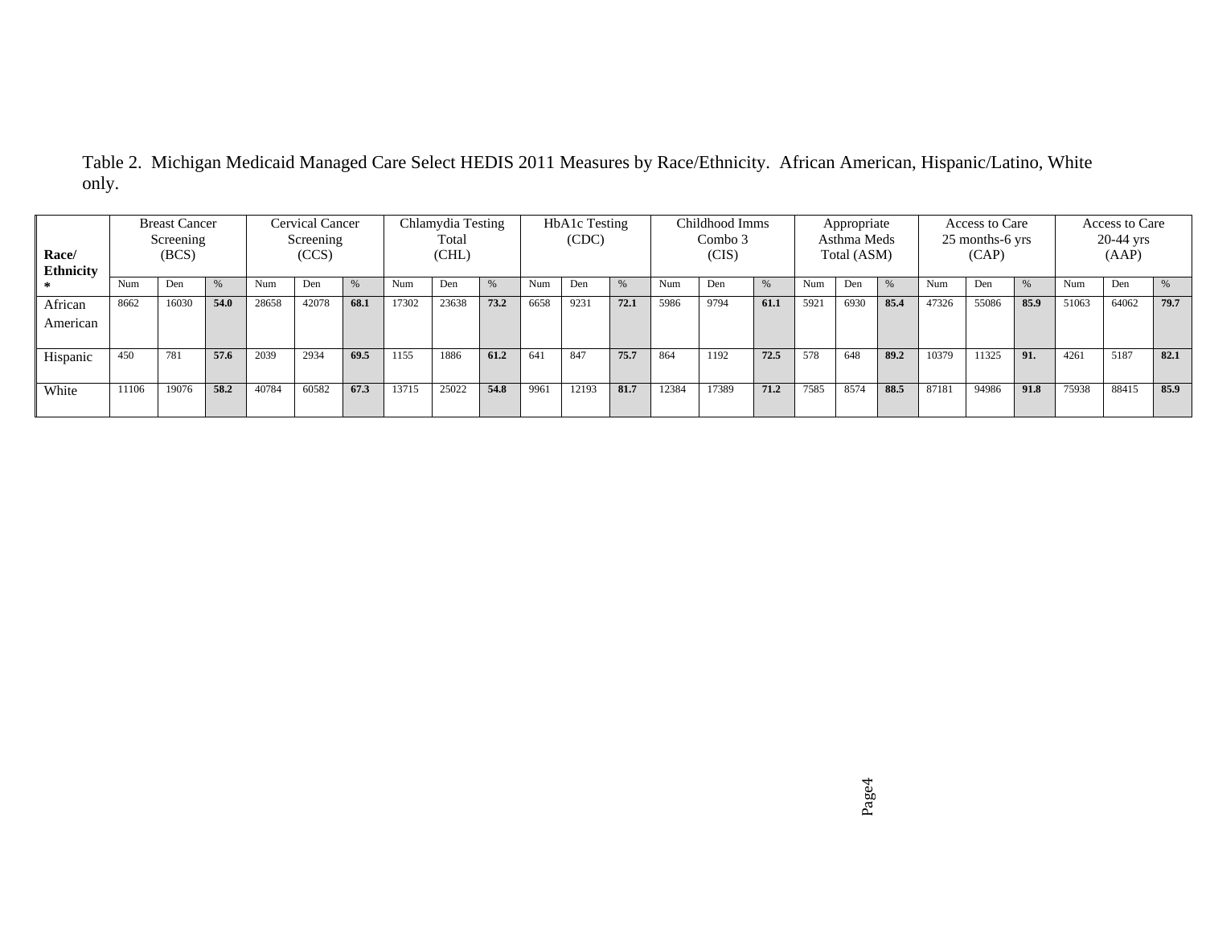Table 2. Michigan Medicaid Managed Care Select HEDIS 2011 Measures by Race/Ethnicity. African American, Hispanic/Latino, White only.

| **Race/ Ethnicity** * | Breast Cancer Screening (BCS) | | | Cervical Cancer Screening (CCS) | | | Chlamydia Testing Total (CHL) | | | HbA1c Testing (CDC) | | | Childhood Imms Combo 3 (CIS) | | | Appropriate Asthma Meds Total (ASM) | | | Access to Care 25 months-6 yrs (CAP) | | | Access to Care 20-44 yrs (AAP) | | |
|---|---|---|---|---|---|---|---|---|---|---|---|---|---|---|---|---|---|---|---|---|---|---|---|---|
| | Num | Den | % | Num | Den | % | Num | Den | % | Num | Den | % | Num | Den | % | Num | Den | % | Num | Den | % | Num | Den | % |
| African American | 8662 | 16030 | **54.0** | 28658 | 42078 | **68.1** | 17302 | 23638 | **73.2** | 6658 | 9231 | **72.1** | 5986 | 9794 | **61.1** | 5921 | 6930 | **85.4** | 47326 | 55086 | **85.9** | 51063 | 64062 | **79.7** |
| Hispanic | 450 | 781 | **57.6** | 2039 | 2934 | **69.5** | 1155 | 1886 | **61.2** | 641 | 847 | **75.7** | 864 | 1192 | **72.5** | 578 | 648 | **89.2** | 10379 | 11325 | **91.** | 4261 | 5187 | **82.1** |
| White | 11106 | 19076 | **58.2** | 40784 | 60582 | **67.3** | 13715 | 25022 | **54.8** | 9961 | 12193 | **81.7** | 12384 | 17389 | **71.2** | 7585 | 8574 | **88.5** | 87181 | 94986 | **91.8** | 75938 | 88415 | **85.9** |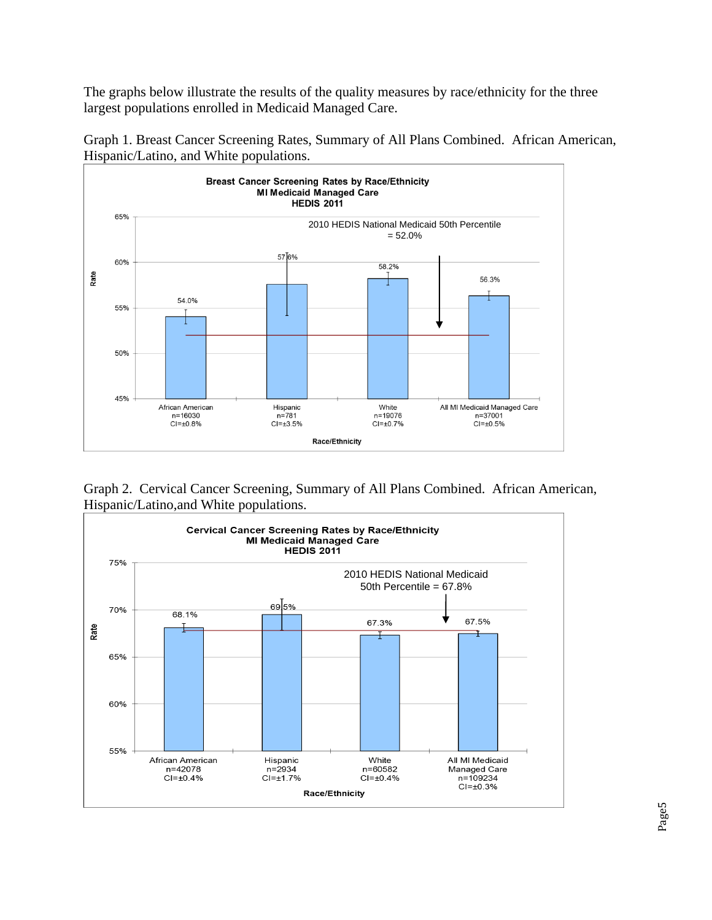The graphs below illustrate the results of the quality measures by race/ethnicity for the three largest populations enrolled in Medicaid Managed Care.

Graph 1. Breast Cancer Screening Rates, Summary of All Plans Combined. African American, Hispanic/Latino, and White populations.

**Breast Cancer Screening Rates by Race/Ethnicity**
**MI Medicaid Managed Care**
**HEDIS 2011**

2010 HEDIS National Medicaid 50th Percentile = 52.0%

| Race/Ethnicity | Rate | n | CI |
|---|---|---|---|
| African American | 54.0% | 16030 | ±0.8% |
| Hispanic | 57.6% | 781 | ±3.5% |
| White | 58.2% | 19076 | ±0.7% |
| All MI Medicaid Managed Care | 56.3% | 37001 | ±0.5% |

Graph 2. Cervical Cancer Screening, Summary of All Plans Combined. African American, Hispanic/Latino,and White populations.

**Cervical Cancer Screening Rates by Race/Ethnicity**
**MI Medicaid Managed Care**
**HEDIS 2011**

2010 HEDIS National Medicaid 50th Percentile = 67.8%

| Race/Ethnicity | Rate | n | CI |
|---|---|---|---|
| African American | 68.1% | 42078 | ±0.4% |
| Hispanic | 69.5% | 2934 | ±1.7% |
| White | 67.3% | 60582 | ±0.4% |
| All MI Medicaid Managed Care | 67.5% | 109234 | ±0.3% |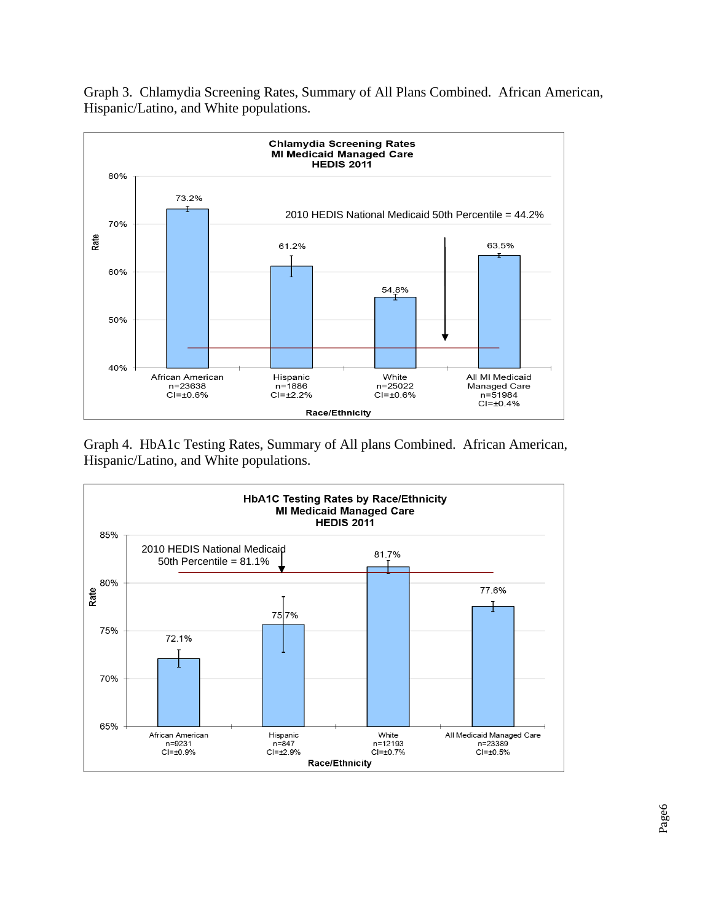Graph 3. Chlamydia Screening Rates, Summary of All Plans Combined. African American, Hispanic/Latino, and White populations.

**Chlamydia Screening Rates**
**MI Medicaid Managed Care**
**HEDIS 2011**

2010 HEDIS National Medicaid 50th Percentile = 44.2%

| Race/Ethnicity | Rate |
|---|---|
| African American n=23638 CI=±0.6% | 73.2% |
| Hispanic n=1886 CI=±2.2% | 61.2% |
| White n=25022 CI=±0.6% | 54.8% |
| All MI Medicaid Managed Care n=51984 CI=±0.4% | 63.5% |

Graph 4. HbA1c Testing Rates, Summary of All plans Combined. African American, Hispanic/Latino, and White populations.

**HbA1C Testing Rates by Race/Ethnicity**
**MI Medicaid Managed Care**
**HEDIS 2011**

2010 HEDIS National Medicaid 50th Percentile = 81.1%

| Race/Ethnicity | Rate |
|---|---|
| African American n=9231 CI=±0.9% | 72.1% |
| Hispanic n=847 CI=±2.9% | 75.7% |
| White n=12193 CI=±0.7% | 81.7% |
| All Medicaid Managed Care n=23389 CI=±0.5% | 77.6% |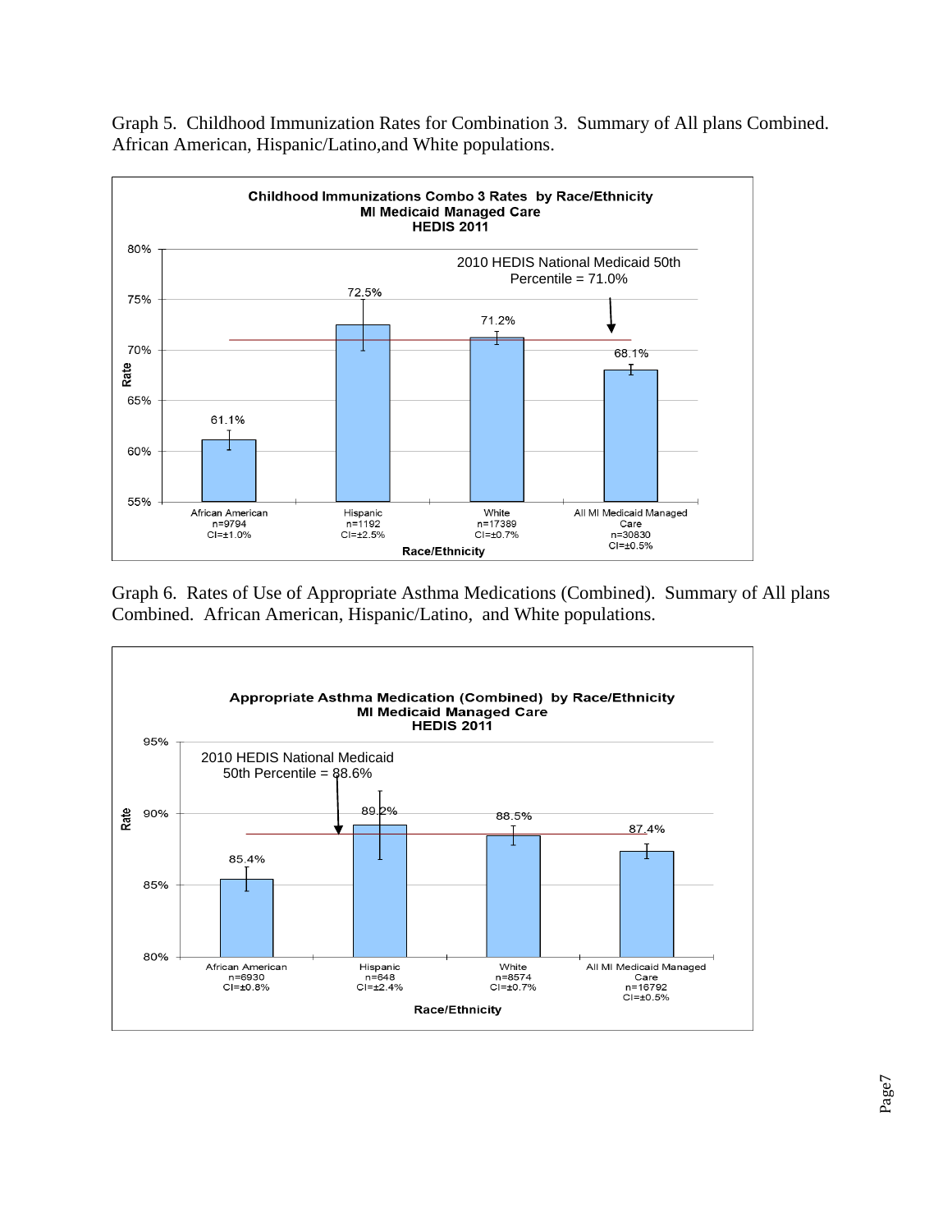Graph 5. Childhood Immunization Rates for Combination 3. Summary of All plans Combined. African American, Hispanic/Latino,and White populations.

**Childhood Immunizations Combo 3 Rates by Race/Ethnicity**
**MI Medicaid Managed Care**
**HEDIS 2011**

2010 HEDIS National Medicaid 50th Percentile = 71.0%

| Race/Ethnicity | Rate | n | CI |
|---|---|---|---|
| African American | 61.1% | n=9794 | CI=±1.0% |
| Hispanic | 72.5% | n=1192 | CI=±2.5% |
| White | 71.2% | n=17389 | CI=±0.7% |
| All MI Medicaid Managed Care | 68.1% | n=30830 | CI=±0.5% |

Graph 6. Rates of Use of Appropriate Asthma Medications (Combined). Summary of All plans Combined. African American, Hispanic/Latino, and White populations.

**Appropriate Asthma Medication (Combined) by Race/Ethnicity**
**MI Medicaid Managed Care**
**HEDIS 2011**

2010 HEDIS National Medicaid 50th Percentile = 88.6%

| Race/Ethnicity | Rate | n | CI |
|---|---|---|---|
| African American | 85.4% | n=6930 | CI=±0.8% |
| Hispanic | 89.2% | n=648 | CI=±2.4% |
| White | 88.5% | n=8574 | CI=±0.7% |
| All MI Medicaid Managed Care | 87.4% | n=16792 | CI=±0.5% |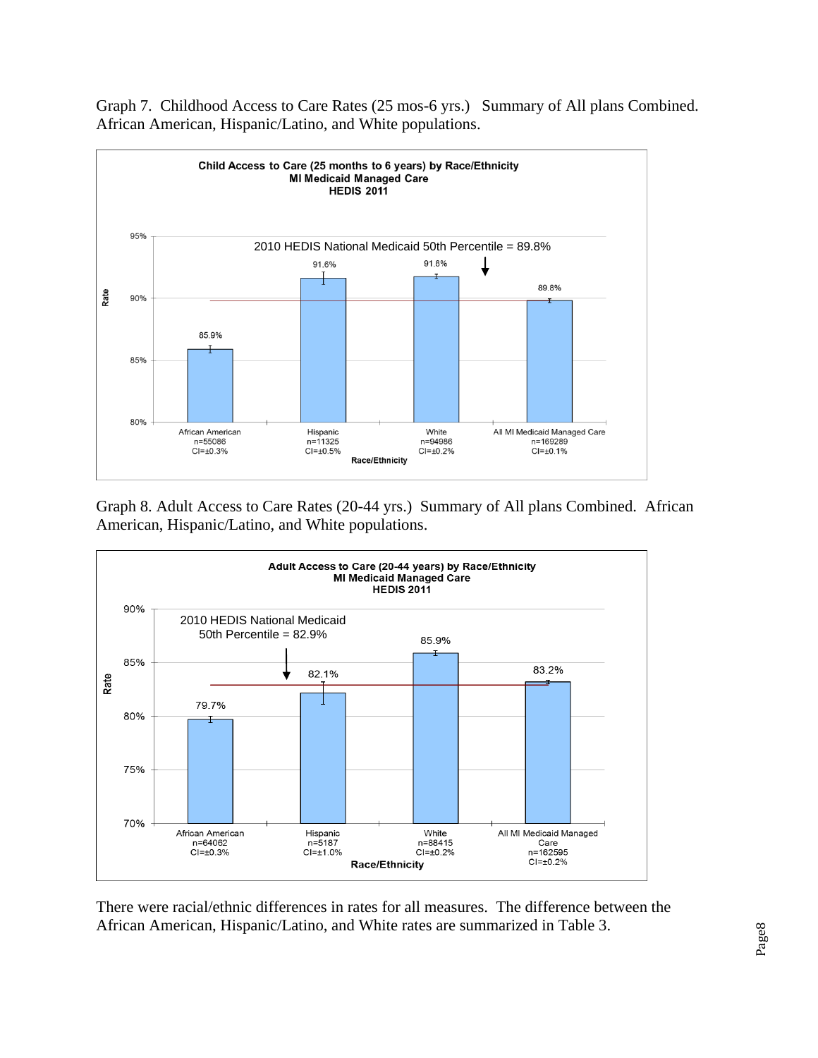Graph 7. Childhood Access to Care Rates (25 mos-6 yrs.) Summary of All plans Combined. African American, Hispanic/Latino, and White populations.

**Child Access to Care (25 months to 6 years) by Race/Ethnicity**
**MI Medicaid Managed Care**
**HEDIS 2011**

2010 HEDIS National Medicaid 50th Percentile = 89.8%

| Race/Ethnicity | Rate | n | CI |
|---|---|---|---|
| African American | 85.9% | 55086 | ±0.3% |
| Hispanic | 91.6% | 11325 | ±0.5% |
| White | 91.8% | 94986 | ±0.2% |
| All MI Medicaid Managed Care | 89.8% | 169289 | ±0.1% |

Graph 8. Adult Access to Care Rates (20-44 yrs.) Summary of All plans Combined. African American, Hispanic/Latino, and White populations.

**Adult Access to Care (20-44 years) by Race/Ethnicity**
**MI Medicaid Managed Care**
**HEDIS 2011**

2010 HEDIS National Medicaid 50th Percentile = 82.9%

| Race/Ethnicity | Rate | n | CI |
|---|---|---|---|
| African American | 79.7% | 64062 | ±0.3% |
| Hispanic | 82.1% | 5187 | ±1.0% |
| White | 85.9% | 88415 | ±0.2% |
| All MI Medicaid Managed Care | 83.2% | 162595 | ±0.2% |

There were racial/ethnic differences in rates for all measures. The difference between the African American, Hispanic/Latino, and White rates are summarized in Table 3.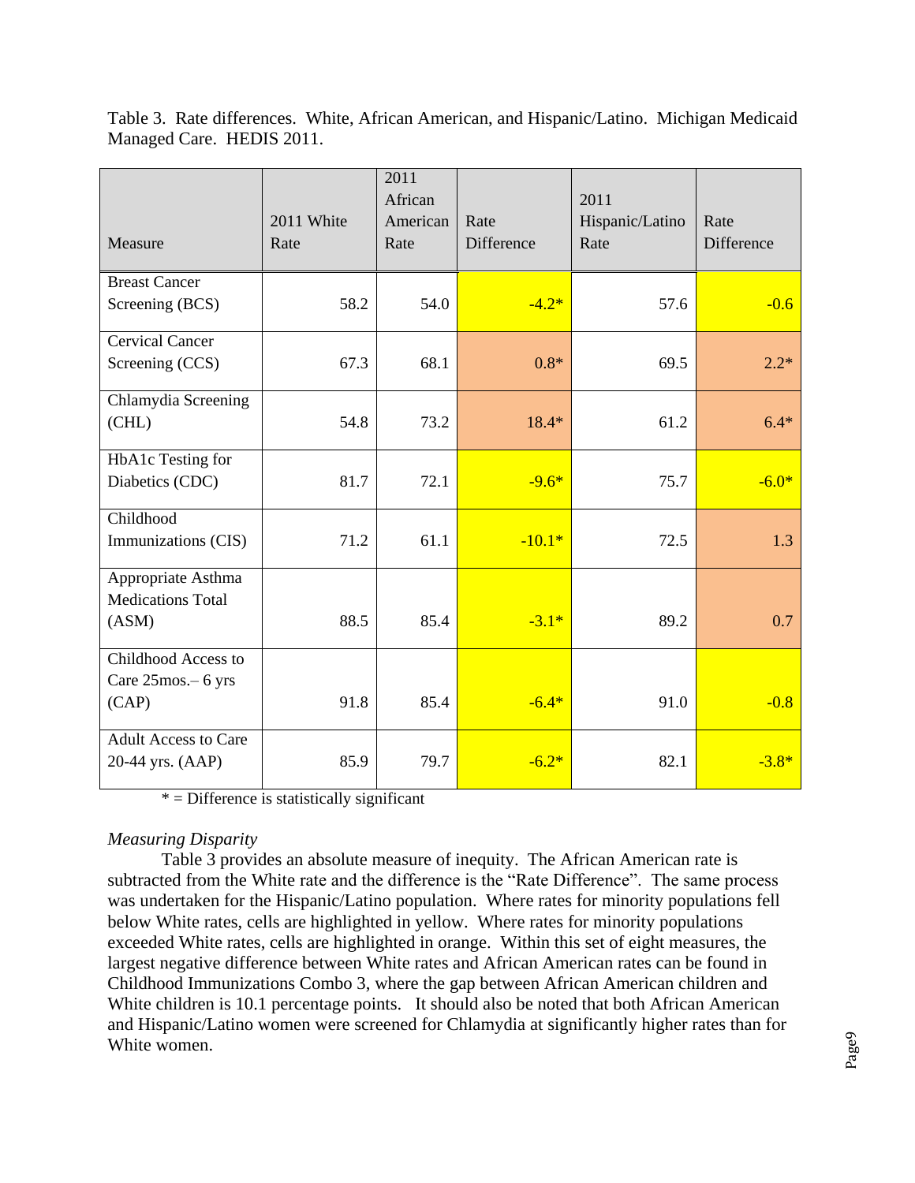Table 3. Rate differences. White, African American, and Hispanic/Latino. Michigan Medicaid Managed Care. HEDIS 2011.

| Measure | 2011 White Rate | 2011 African American Rate | Rate Difference | 2011 Hispanic/Latino Rate | Rate Difference |
|---|---|---|---|---|---|
| Breast Cancer Screening (BCS) | 58.2 | 54.0 | -4.2* | 57.6 | -0.6 |
| Cervical Cancer Screening (CCS) | 67.3 | 68.1 | 0.8* | 69.5 | 2.2* |
| Chlamydia Screening (CHL) | 54.8 | 73.2 | 18.4* | 61.2 | 6.4* |
| HbA1c Testing for Diabetics (CDC) | 81.7 | 72.1 | -9.6* | 75.7 | -6.0* |
| Childhood Immunizations (CIS) | 71.2 | 61.1 | -10.1* | 72.5 | 1.3 |
| Appropriate Asthma Medications Total (ASM) | 88.5 | 85.4 | -3.1* | 89.2 | 0.7 |
| Childhood Access to Care 25mos.– 6 yrs (CAP) | 91.8 | 85.4 | -6.4* | 91.0 | -0.8 |
| Adult Access to Care 20-44 yrs. (AAP) | 85.9 | 79.7 | -6.2* | 82.1 | -3.8* |

* = Difference is statistically significant

*Measuring Disparity*

Table 3 provides an absolute measure of inequity. The African American rate is subtracted from the White rate and the difference is the "Rate Difference". The same process was undertaken for the Hispanic/Latino population. Where rates for minority populations fell below White rates, cells are highlighted in yellow. Where rates for minority populations exceeded White rates, cells are highlighted in orange. Within this set of eight measures, the largest negative difference between White rates and African American rates can be found in Childhood Immunizations Combo 3, where the gap between African American children and White children is 10.1 percentage points. It should also be noted that both African American and Hispanic/Latino women were screened for Chlamydia at significantly higher rates than for White women.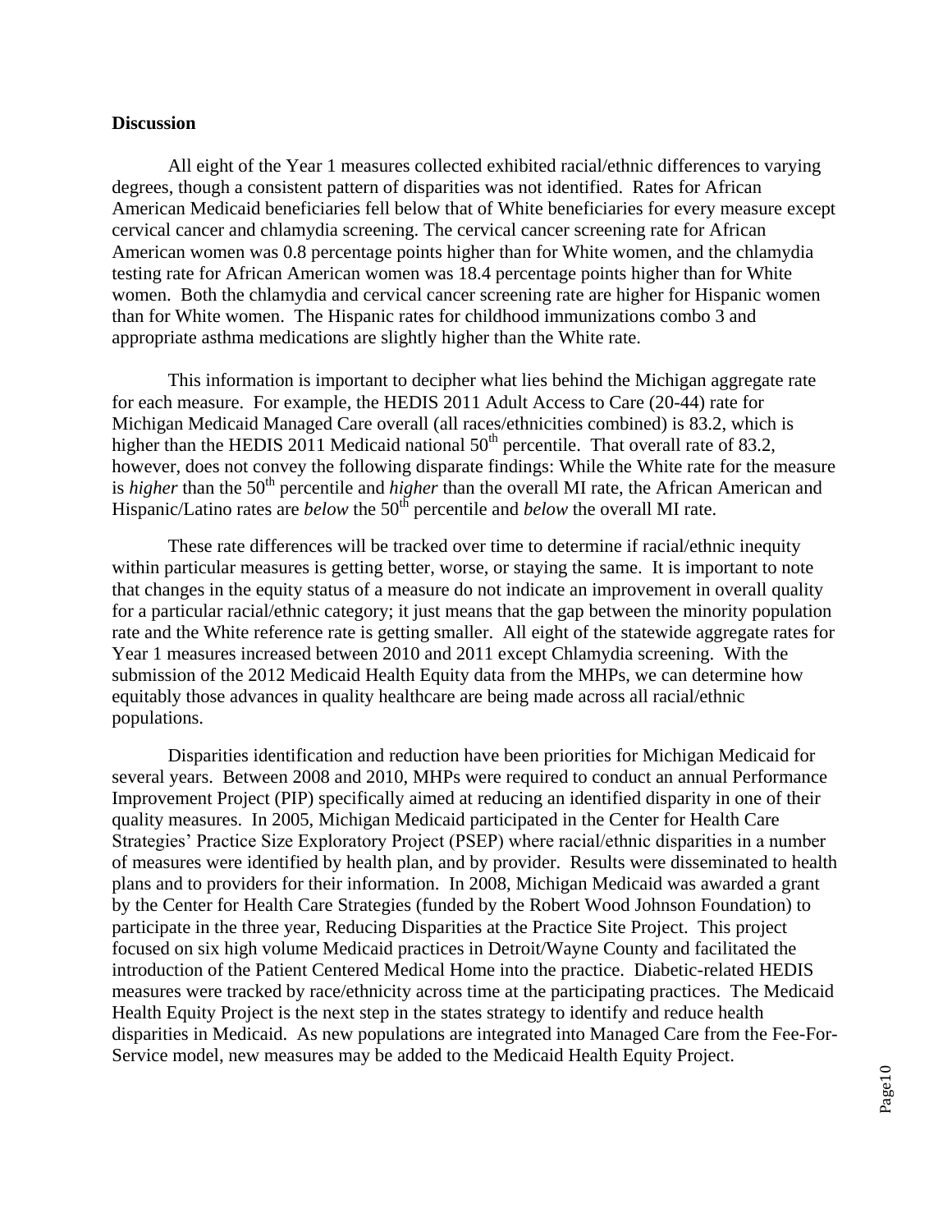## Discussion

All eight of the Year 1 measures collected exhibited racial/ethnic differences to varying degrees, though a consistent pattern of disparities was not identified. Rates for African American Medicaid beneficiaries fell below that of White beneficiaries for every measure except cervical cancer and chlamydia screening. The cervical cancer screening rate for African American women was 0.8 percentage points higher than for White women, and the chlamydia testing rate for African American women was 18.4 percentage points higher than for White women. Both the chlamydia and cervical cancer screening rate are higher for Hispanic women than for White women. The Hispanic rates for childhood immunizations combo 3 and appropriate asthma medications are slightly higher than the White rate.

This information is important to decipher what lies behind the Michigan aggregate rate for each measure. For example, the HEDIS 2011 Adult Access to Care (20-44) rate for Michigan Medicaid Managed Care overall (all races/ethnicities combined) is 83.2, which is higher than the HEDIS 2011 Medicaid national 50th percentile. That overall rate of 83.2, however, does not convey the following disparate findings: While the White rate for the measure is *higher* than the 50th percentile and *higher* than the overall MI rate, the African American and Hispanic/Latino rates are *below* the 50th percentile and *below* the overall MI rate.

These rate differences will be tracked over time to determine if racial/ethnic inequity within particular measures is getting better, worse, or staying the same. It is important to note that changes in the equity status of a measure do not indicate an improvement in overall quality for a particular racial/ethnic category; it just means that the gap between the minority population rate and the White reference rate is getting smaller. All eight of the statewide aggregate rates for Year 1 measures increased between 2010 and 2011 except Chlamydia screening. With the submission of the 2012 Medicaid Health Equity data from the MHPs, we can determine how equitably those advances in quality healthcare are being made across all racial/ethnic populations.

Disparities identification and reduction have been priorities for Michigan Medicaid for several years. Between 2008 and 2010, MHPs were required to conduct an annual Performance Improvement Project (PIP) specifically aimed at reducing an identified disparity in one of their quality measures. In 2005, Michigan Medicaid participated in the Center for Health Care Strategies' Practice Size Exploratory Project (PSEP) where racial/ethnic disparities in a number of measures were identified by health plan, and by provider. Results were disseminated to health plans and to providers for their information. In 2008, Michigan Medicaid was awarded a grant by the Center for Health Care Strategies (funded by the Robert Wood Johnson Foundation) to participate in the three year, Reducing Disparities at the Practice Site Project. This project focused on six high volume Medicaid practices in Detroit/Wayne County and facilitated the introduction of the Patient Centered Medical Home into the practice. Diabetic-related HEDIS measures were tracked by race/ethnicity across time at the participating practices. The Medicaid Health Equity Project is the next step in the states strategy to identify and reduce health disparities in Medicaid. As new populations are integrated into Managed Care from the Fee-For-Service model, new measures may be added to the Medicaid Health Equity Project.